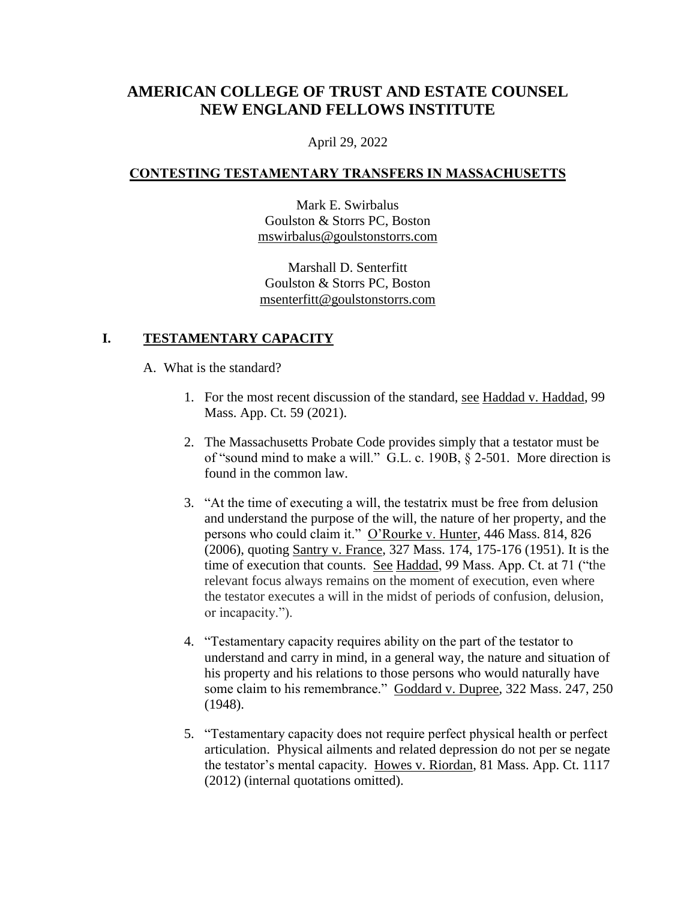# AMERICAN COLLEGE OF TRUST AND ESTATE COUNSEL
# NEW ENGLAND FELLOWS INSTITUTE

April 29, 2022

## CONTESTING TESTAMENTARY TRANSFERS IN MASSACHUSETTS

Mark E. Swirbalus
Goulston & Storrs PC, Boston
mswirbalus@goulstonstorrs.com

Marshall D. Senterfitt
Goulston & Storrs PC, Boston
msenterfitt@goulstonstorrs.com

## I. TESTAMENTARY CAPACITY

A. What is the standard?

1. For the most recent discussion of the standard, see Haddad v. Haddad, 99 Mass. App. Ct. 59 (2021).

2. The Massachusetts Probate Code provides simply that a testator must be of "sound mind to make a will." G.L. c. 190B, § 2-501. More direction is found in the common law.

3. "At the time of executing a will, the testatrix must be free from delusion and understand the purpose of the will, the nature of her property, and the persons who could claim it." O'Rourke v. Hunter, 446 Mass. 814, 826 (2006), quoting Santry v. France, 327 Mass. 174, 175-176 (1951). It is the time of execution that counts. See Haddad, 99 Mass. App. Ct. at 71 ("the relevant focus always remains on the moment of execution, even where the testator executes a will in the midst of periods of confusion, delusion, or incapacity.").

4. "Testamentary capacity requires ability on the part of the testator to understand and carry in mind, in a general way, the nature and situation of his property and his relations to those persons who would naturally have some claim to his remembrance." Goddard v. Dupree, 322 Mass. 247, 250 (1948).

5. "Testamentary capacity does not require perfect physical health or perfect articulation. Physical ailments and related depression do not per se negate the testator's mental capacity. Howes v. Riordan, 81 Mass. App. Ct. 1117 (2012) (internal quotations omitted).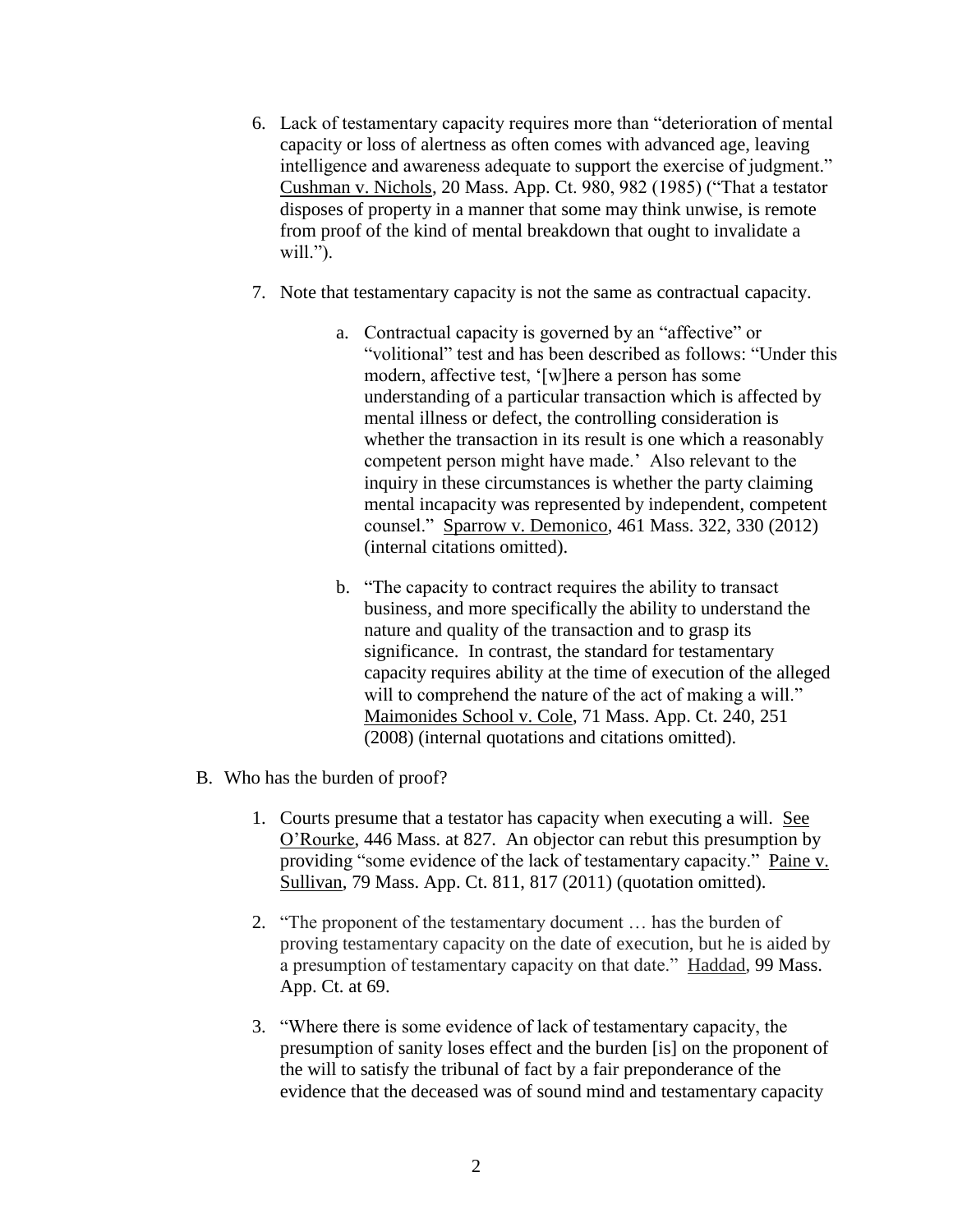6. Lack of testamentary capacity requires more than "deterioration of mental capacity or loss of alertness as often comes with advanced age, leaving intelligence and awareness adequate to support the exercise of judgment." Cushman v. Nichols, 20 Mass. App. Ct. 980, 982 (1985) ("That a testator disposes of property in a manner that some may think unwise, is remote from proof of the kind of mental breakdown that ought to invalidate a will.").

7. Note that testamentary capacity is not the same as contractual capacity.

    a. Contractual capacity is governed by an "affective" or "volitional" test and has been described as follows: "Under this modern, affective test, '[w]here a person has some understanding of a particular transaction which is affected by mental illness or defect, the controlling consideration is whether the transaction in its result is one which a reasonably competent person might have made.' Also relevant to the inquiry in these circumstances is whether the party claiming mental incapacity was represented by independent, competent counsel." Sparrow v. Demonico, 461 Mass. 322, 330 (2012) (internal citations omitted).

    b. "The capacity to contract requires the ability to transact business, and more specifically the ability to understand the nature and quality of the transaction and to grasp its significance. In contrast, the standard for testamentary capacity requires ability at the time of execution of the alleged will to comprehend the nature of the act of making a will." Maimonides School v. Cole, 71 Mass. App. Ct. 240, 251 (2008) (internal quotations and citations omitted).

B. Who has the burden of proof?

1. Courts presume that a testator has capacity when executing a will. See O'Rourke, 446 Mass. at 827. An objector can rebut this presumption by providing "some evidence of the lack of testamentary capacity." Paine v. Sullivan, 79 Mass. App. Ct. 811, 817 (2011) (quotation omitted).

2. "The proponent of the testamentary document … has the burden of proving testamentary capacity on the date of execution, but he is aided by a presumption of testamentary capacity on that date." Haddad, 99 Mass. App. Ct. at 69.

3. "Where there is some evidence of lack of testamentary capacity, the presumption of sanity loses effect and the burden [is] on the proponent of the will to satisfy the tribunal of fact by a fair preponderance of the evidence that the deceased was of sound mind and testamentary capacity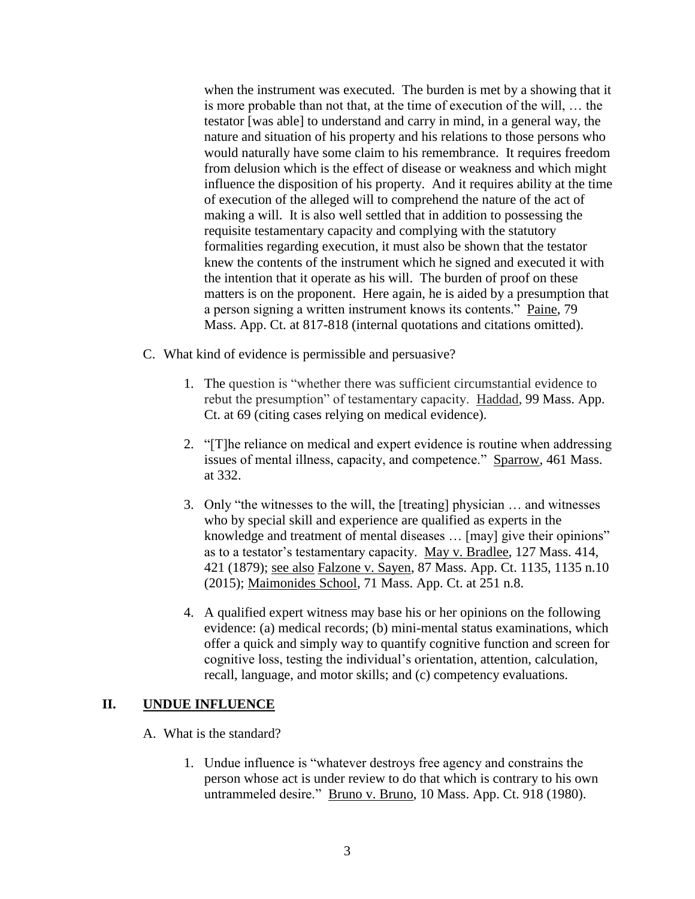when the instrument was executed. The burden is met by a showing that it is more probable than not that, at the time of execution of the will, … the testator [was able] to understand and carry in mind, in a general way, the nature and situation of his property and his relations to those persons who would naturally have some claim to his remembrance. It requires freedom from delusion which is the effect of disease or weakness and which might influence the disposition of his property. And it requires ability at the time of execution of the alleged will to comprehend the nature of the act of making a will. It is also well settled that in addition to possessing the requisite testamentary capacity and complying with the statutory formalities regarding execution, it must also be shown that the testator knew the contents of the instrument which he signed and executed it with the intention that it operate as his will. The burden of proof on these matters is on the proponent. Here again, he is aided by a presumption that a person signing a written instrument knows its contents." Paine, 79 Mass. App. Ct. at 817-818 (internal quotations and citations omitted).

C. What kind of evidence is permissible and persuasive?

1. The question is "whether there was sufficient circumstantial evidence to rebut the presumption" of testamentary capacity. Haddad, 99 Mass. App. Ct. at 69 (citing cases relying on medical evidence).

2. "[T]he reliance on medical and expert evidence is routine when addressing issues of mental illness, capacity, and competence." Sparrow, 461 Mass. at 332.

3. Only "the witnesses to the will, the [treating] physician … and witnesses who by special skill and experience are qualified as experts in the knowledge and treatment of mental diseases … [may] give their opinions" as to a testator's testamentary capacity. May v. Bradlee, 127 Mass. 414, 421 (1879); see also Falzone v. Sayen, 87 Mass. App. Ct. 1135, 1135 n.10 (2015); Maimonides School, 71 Mass. App. Ct. at 251 n.8.

4. A qualified expert witness may base his or her opinions on the following evidence: (a) medical records; (b) mini-mental status examinations, which offer a quick and simply way to quantify cognitive function and screen for cognitive loss, testing the individual's orientation, attention, calculation, recall, language, and motor skills; and (c) competency evaluations.

## II. UNDUE INFLUENCE

A. What is the standard?

1. Undue influence is "whatever destroys free agency and constrains the person whose act is under review to do that which is contrary to his own untrammeled desire." Bruno v. Bruno, 10 Mass. App. Ct. 918 (1980).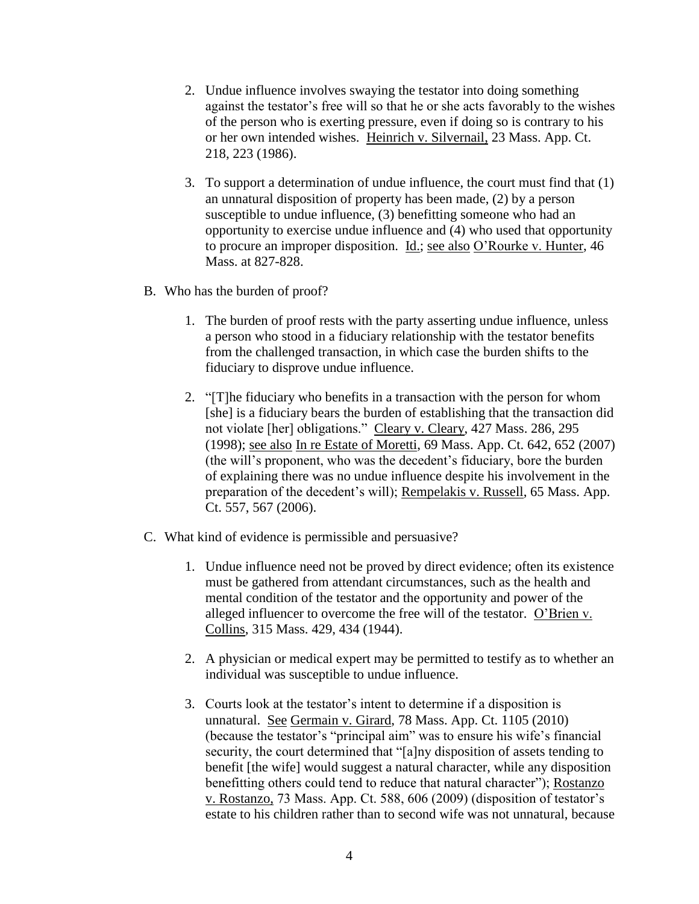2. Undue influence involves swaying the testator into doing something against the testator's free will so that he or she acts favorably to the wishes of the person who is exerting pressure, even if doing so is contrary to his or her own intended wishes. Heinrich v. Silvernail, 23 Mass. App. Ct. 218, 223 (1986).

3. To support a determination of undue influence, the court must find that (1) an unnatural disposition of property has been made, (2) by a person susceptible to undue influence, (3) benefitting someone who had an opportunity to exercise undue influence and (4) who used that opportunity to procure an improper disposition. Id.; see also O'Rourke v. Hunter, 46 Mass. at 827-828.

B. Who has the burden of proof?

1. The burden of proof rests with the party asserting undue influence, unless a person who stood in a fiduciary relationship with the testator benefits from the challenged transaction, in which case the burden shifts to the fiduciary to disprove undue influence.

2. "[T]he fiduciary who benefits in a transaction with the person for whom [she] is a fiduciary bears the burden of establishing that the transaction did not violate [her] obligations." Cleary v. Cleary, 427 Mass. 286, 295 (1998); see also In re Estate of Moretti, 69 Mass. App. Ct. 642, 652 (2007) (the will's proponent, who was the decedent's fiduciary, bore the burden of explaining there was no undue influence despite his involvement in the preparation of the decedent's will); Rempelakis v. Russell, 65 Mass. App. Ct. 557, 567 (2006).

C. What kind of evidence is permissible and persuasive?

1. Undue influence need not be proved by direct evidence; often its existence must be gathered from attendant circumstances, such as the health and mental condition of the testator and the opportunity and power of the alleged influencer to overcome the free will of the testator. O'Brien v. Collins, 315 Mass. 429, 434 (1944).

2. A physician or medical expert may be permitted to testify as to whether an individual was susceptible to undue influence.

3. Courts look at the testator's intent to determine if a disposition is unnatural. See Germain v. Girard, 78 Mass. App. Ct. 1105 (2010) (because the testator's "principal aim" was to ensure his wife's financial security, the court determined that "[a]ny disposition of assets tending to benefit [the wife] would suggest a natural character, while any disposition benefitting others could tend to reduce that natural character"); Rostanzo v. Rostanzo, 73 Mass. App. Ct. 588, 606 (2009) (disposition of testator's estate to his children rather than to second wife was not unnatural, because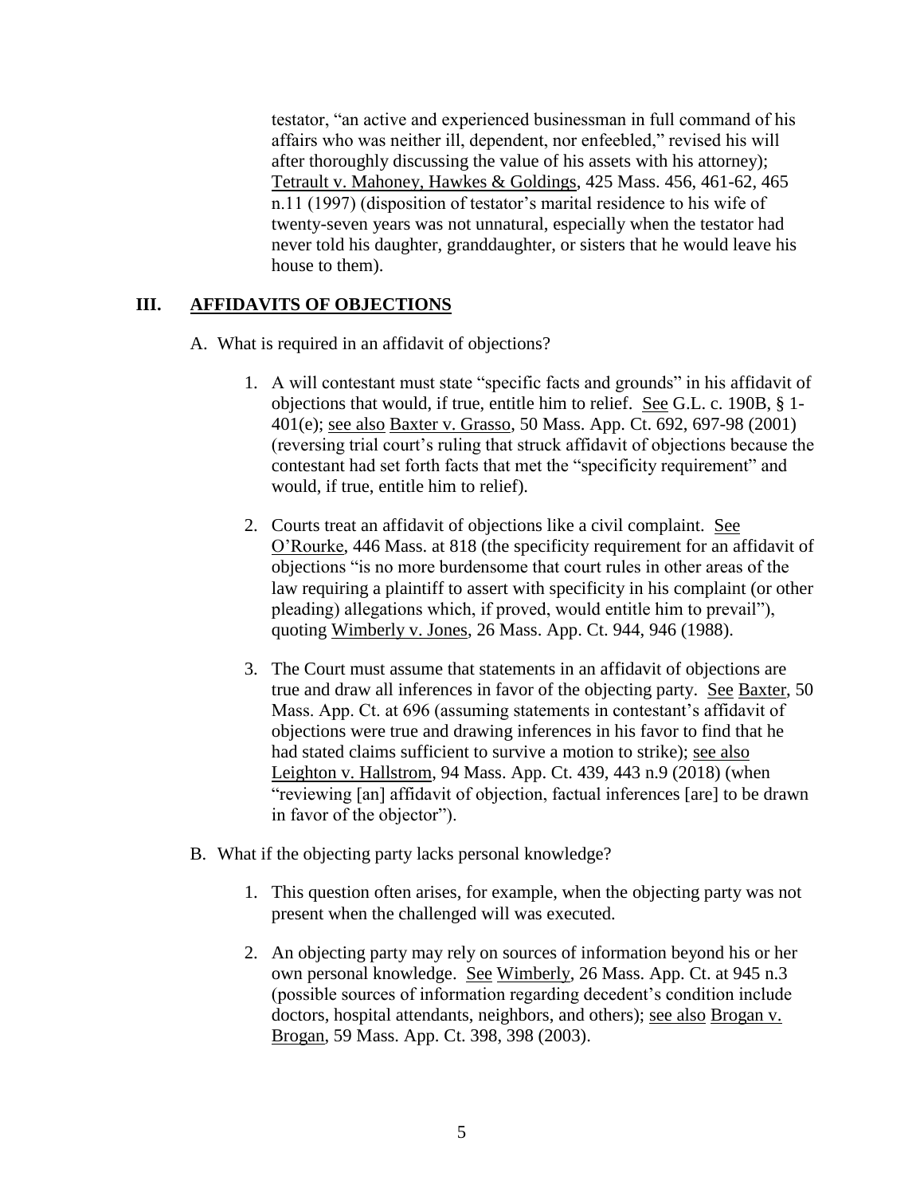testator, "an active and experienced businessman in full command of his affairs who was neither ill, dependent, nor enfeebled," revised his will after thoroughly discussing the value of his assets with his attorney); Tetrault v. Mahoney, Hawkes & Goldings, 425 Mass. 456, 461-62, 465 n.11 (1997) (disposition of testator's marital residence to his wife of twenty-seven years was not unnatural, especially when the testator had never told his daughter, granddaughter, or sisters that he would leave his house to them).

## III. AFFIDAVITS OF OBJECTIONS

A. What is required in an affidavit of objections?

1. A will contestant must state "specific facts and grounds" in his affidavit of objections that would, if true, entitle him to relief. See G.L. c. 190B, § 1-401(e); see also Baxter v. Grasso, 50 Mass. App. Ct. 692, 697-98 (2001) (reversing trial court's ruling that struck affidavit of objections because the contestant had set forth facts that met the "specificity requirement" and would, if true, entitle him to relief).

2. Courts treat an affidavit of objections like a civil complaint. See O'Rourke, 446 Mass. at 818 (the specificity requirement for an affidavit of objections "is no more burdensome that court rules in other areas of the law requiring a plaintiff to assert with specificity in his complaint (or other pleading) allegations which, if proved, would entitle him to prevail"), quoting Wimberly v. Jones, 26 Mass. App. Ct. 944, 946 (1988).

3. The Court must assume that statements in an affidavit of objections are true and draw all inferences in favor of the objecting party. See Baxter, 50 Mass. App. Ct. at 696 (assuming statements in contestant's affidavit of objections were true and drawing inferences in his favor to find that he had stated claims sufficient to survive a motion to strike); see also Leighton v. Hallstrom, 94 Mass. App. Ct. 439, 443 n.9 (2018) (when "reviewing [an] affidavit of objection, factual inferences [are] to be drawn in favor of the objector").

B. What if the objecting party lacks personal knowledge?

1. This question often arises, for example, when the objecting party was not present when the challenged will was executed.

2. An objecting party may rely on sources of information beyond his or her own personal knowledge. See Wimberly, 26 Mass. App. Ct. at 945 n.3 (possible sources of information regarding decedent's condition include doctors, hospital attendants, neighbors, and others); see also Brogan v. Brogan, 59 Mass. App. Ct. 398, 398 (2003).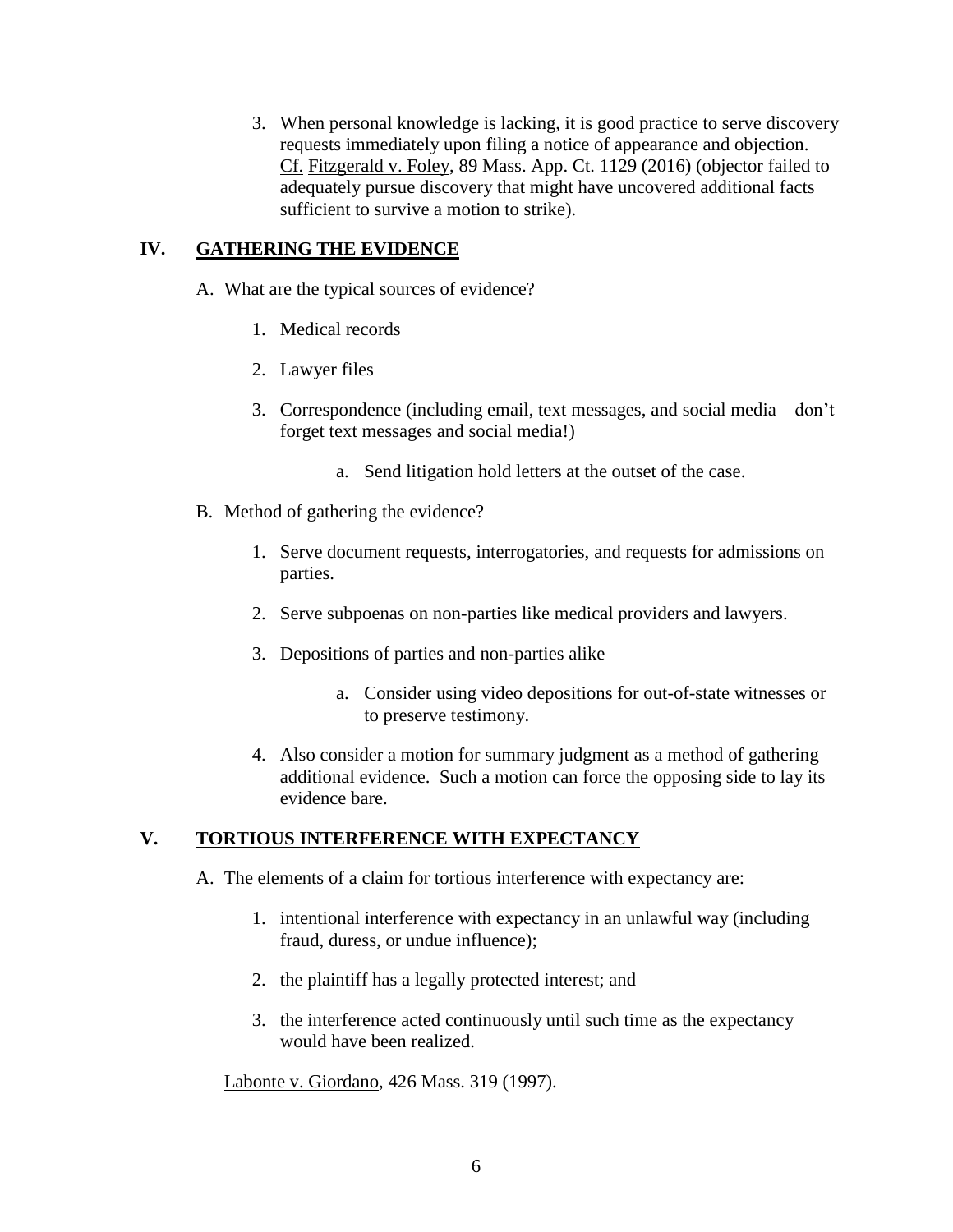3. When personal knowledge is lacking, it is good practice to serve discovery requests immediately upon filing a notice of appearance and objection. Cf. Fitzgerald v. Foley, 89 Mass. App. Ct. 1129 (2016) (objector failed to adequately pursue discovery that might have uncovered additional facts sufficient to survive a motion to strike).

## IV. GATHERING THE EVIDENCE

A. What are the typical sources of evidence?

1. Medical records

2. Lawyer files

3. Correspondence (including email, text messages, and social media – don't forget text messages and social media!)

    a. Send litigation hold letters at the outset of the case.

B. Method of gathering the evidence?

1. Serve document requests, interrogatories, and requests for admissions on parties.

2. Serve subpoenas on non-parties like medical providers and lawyers.

3. Depositions of parties and non-parties alike

    a. Consider using video depositions for out-of-state witnesses or to preserve testimony.

4. Also consider a motion for summary judgment as a method of gathering additional evidence. Such a motion can force the opposing side to lay its evidence bare.

## V. TORTIOUS INTERFERENCE WITH EXPECTANCY

A. The elements of a claim for tortious interference with expectancy are:

1. intentional interference with expectancy in an unlawful way (including fraud, duress, or undue influence);

2. the plaintiff has a legally protected interest; and

3. the interference acted continuously until such time as the expectancy would have been realized.

Labonte v. Giordano, 426 Mass. 319 (1997).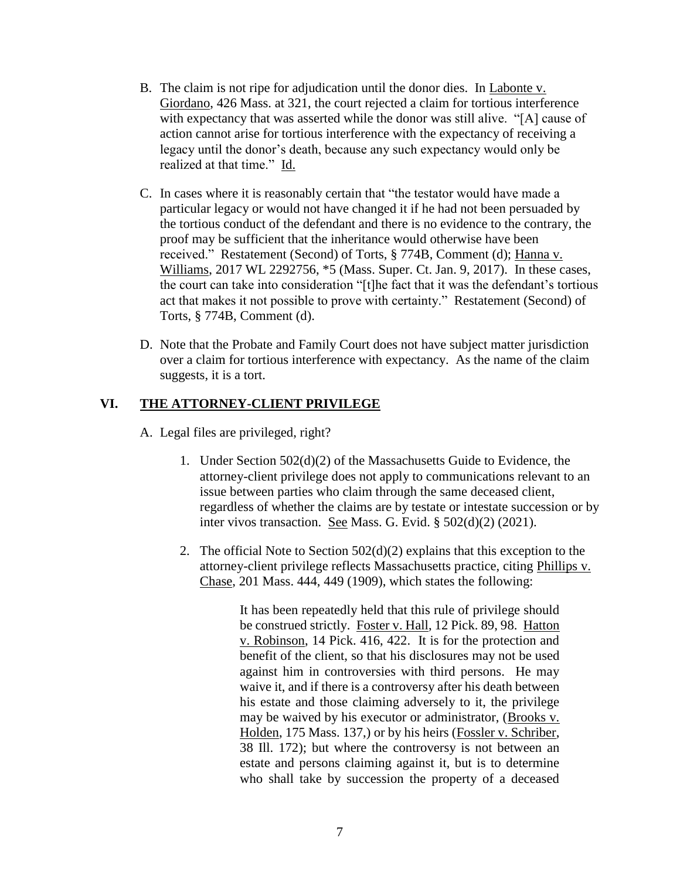B. The claim is not ripe for adjudication until the donor dies. In Labonte v. Giordano, 426 Mass. at 321, the court rejected a claim for tortious interference with expectancy that was asserted while the donor was still alive. "[A] cause of action cannot arise for tortious interference with the expectancy of receiving a legacy until the donor's death, because any such expectancy would only be realized at that time." Id.

C. In cases where it is reasonably certain that "the testator would have made a particular legacy or would not have changed it if he had not been persuaded by the tortious conduct of the defendant and there is no evidence to the contrary, the proof may be sufficient that the inheritance would otherwise have been received." Restatement (Second) of Torts, § 774B, Comment (d); Hanna v. Williams, 2017 WL 2292756, *5 (Mass. Super. Ct. Jan. 9, 2017). In these cases, the court can take into consideration "[t]he fact that it was the defendant's tortious act that makes it not possible to prove with certainty." Restatement (Second) of Torts, § 774B, Comment (d).

D. Note that the Probate and Family Court does not have subject matter jurisdiction over a claim for tortious interference with expectancy. As the name of the claim suggests, it is a tort.

## VI. THE ATTORNEY-CLIENT PRIVILEGE

A. Legal files are privileged, right?

1. Under Section 502(d)(2) of the Massachusetts Guide to Evidence, the attorney-client privilege does not apply to communications relevant to an issue between parties who claim through the same deceased client, regardless of whether the claims are by testate or intestate succession or by inter vivos transaction. See Mass. G. Evid. § 502(d)(2) (2021).

2. The official Note to Section 502(d)(2) explains that this exception to the attorney-client privilege reflects Massachusetts practice, citing Phillips v. Chase, 201 Mass. 444, 449 (1909), which states the following:

> It has been repeatedly held that this rule of privilege should be construed strictly. Foster v. Hall, 12 Pick. 89, 98. Hatton v. Robinson, 14 Pick. 416, 422. It is for the protection and benefit of the client, so that his disclosures may not be used against him in controversies with third persons. He may waive it, and if there is a controversy after his death between his estate and those claiming adversely to it, the privilege may be waived by his executor or administrator, (Brooks v. Holden, 175 Mass. 137,) or by his heirs (Fossler v. Schriber, 38 Ill. 172); but where the controversy is not between an estate and persons claiming against it, but is to determine who shall take by succession the property of a deceased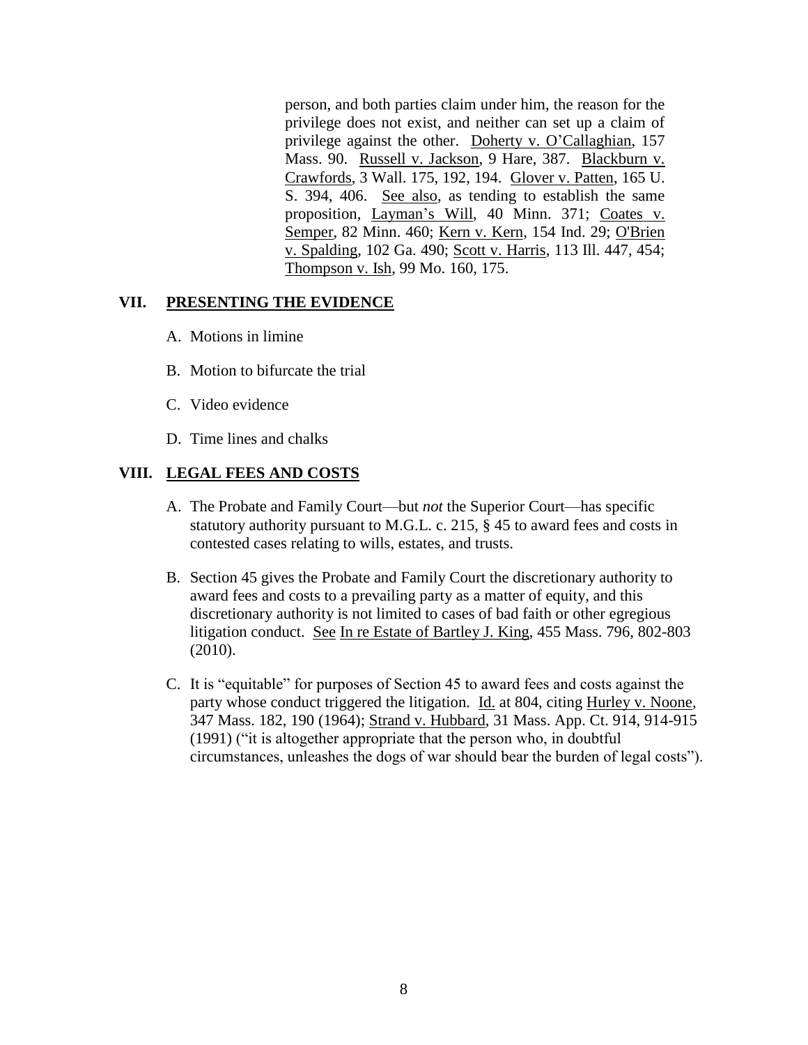> person, and both parties claim under him, the reason for the privilege does not exist, and neither can set up a claim of privilege against the other. Doherty v. O'Callaghian, 157 Mass. 90. Russell v. Jackson, 9 Hare, 387. Blackburn v. Crawfords, 3 Wall. 175, 192, 194. Glover v. Patten, 165 U. S. 394, 406. See also, as tending to establish the same proposition, Layman's Will, 40 Minn. 371; Coates v. Semper, 82 Minn. 460; Kern v. Kern, 154 Ind. 29; O'Brien v. Spalding, 102 Ga. 490; Scott v. Harris, 113 Ill. 447, 454; Thompson v. Ish, 99 Mo. 160, 175.

## VII. PRESENTING THE EVIDENCE

A. Motions in limine

B. Motion to bifurcate the trial

C. Video evidence

D. Time lines and chalks

## VIII. LEGAL FEES AND COSTS

A. The Probate and Family Court—but *not* the Superior Court—has specific statutory authority pursuant to M.G.L. c. 215, § 45 to award fees and costs in contested cases relating to wills, estates, and trusts.

B. Section 45 gives the Probate and Family Court the discretionary authority to award fees and costs to a prevailing party as a matter of equity, and this discretionary authority is not limited to cases of bad faith or other egregious litigation conduct. See In re Estate of Bartley J. King, 455 Mass. 796, 802-803 (2010).

C. It is "equitable" for purposes of Section 45 to award fees and costs against the party whose conduct triggered the litigation. Id. at 804, citing Hurley v. Noone, 347 Mass. 182, 190 (1964); Strand v. Hubbard, 31 Mass. App. Ct. 914, 914-915 (1991) ("it is altogether appropriate that the person who, in doubtful circumstances, unleashes the dogs of war should bear the burden of legal costs").